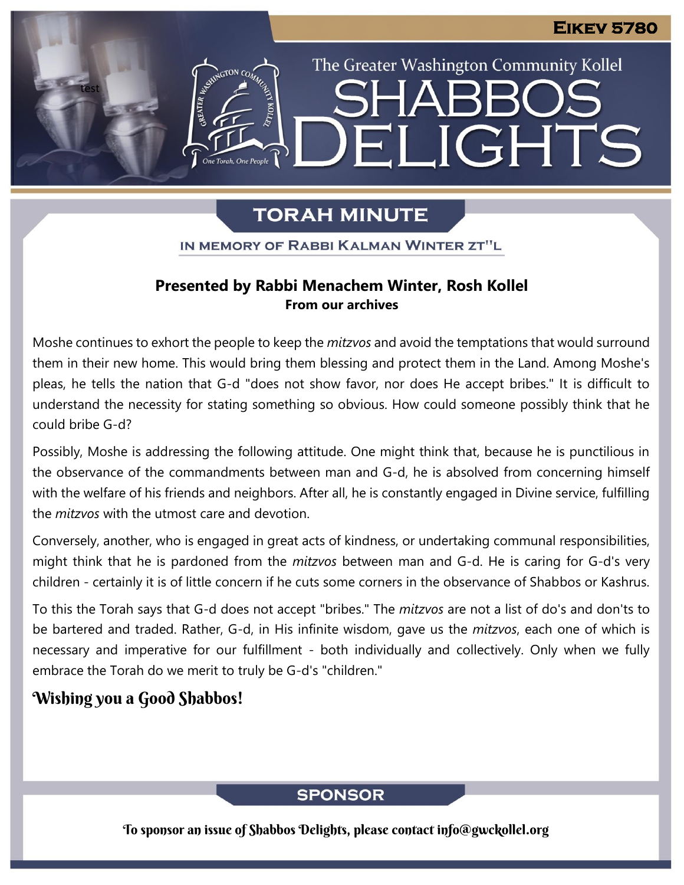# Eikev 5780

The Greater Washington Community Kollel

# SHABBOS DELIGHTS

## TORAH MINUTE

IN MEMORY OF RABBI KALMAN WINTER ZT"L

**Presented by Rabbi Menachem Winter, Rosh Kollel**
**From our archives**

Moshe continues to exhort the people to keep the *mitzvos* and avoid the temptations that would surround them in their new home. This would bring them blessing and protect them in the Land. Among Moshe's pleas, he tells the nation that G-d "does not show favor, nor does He accept bribes." It is difficult to understand the necessity for stating something so obvious. How could someone possibly think that he could bribe G-d?

Possibly, Moshe is addressing the following attitude. One might think that, because he is punctilious in the observance of the commandments between man and G-d, he is absolved from concerning himself with the welfare of his friends and neighbors. After all, he is constantly engaged in Divine service, fulfilling the *mitzvos* with the utmost care and devotion.

Conversely, another, who is engaged in great acts of kindness, or undertaking communal responsibilities, might think that he is pardoned from the *mitzvos* between man and G-d. He is caring for G-d's very children - certainly it is of little concern if he cuts some corners in the observance of Shabbos or Kashrus.

To this the Torah says that G-d does not accept "bribes." The *mitzvos* are not a list of do's and don'ts to be bartered and traded. Rather, G-d, in His infinite wisdom, gave us the *mitzvos*, each one of which is necessary and imperative for our fulfillment - both individually and collectively. Only when we fully embrace the Torah do we merit to truly be G-d's "children."

**Wishing you a Good Shabbos!**

## SPONSOR

To sponsor an issue of Shabbos Delights, please contact info@gwckollel.org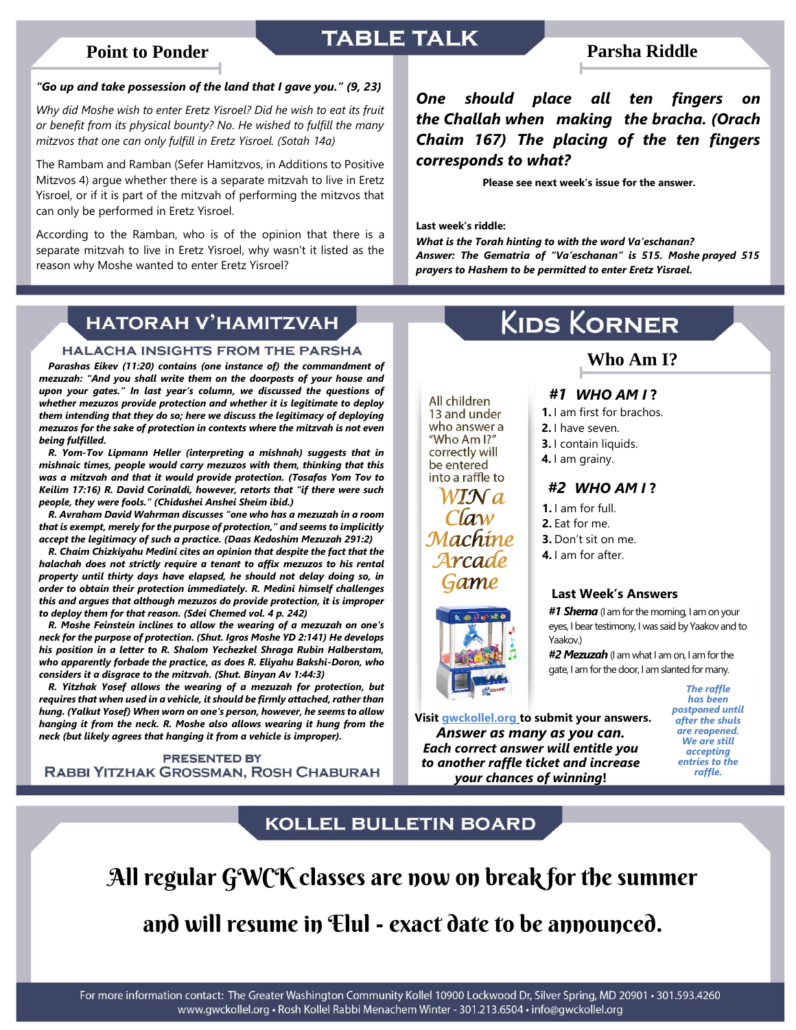# TABLE TALK

## Point to Ponder

***"Go up and take possession of the land that I gave you." (9, 23)***

*Why did Moshe wish to enter Eretz Yisroel? Did he wish to eat its fruit or benefit from its physical bounty? No. He wished to fulfill the many mitzvos that one can only fulfill in Eretz Yisroel. (Sotah 14a)*

The Rambam and Ramban (Sefer Hamitzvos, in Additions to Positive Mitzvos 4) argue whether there is a separate mitzvah to live in Eretz Yisroel, or if it is part of the mitzvah of performing the mitzvos that can only be performed in Eretz Yisroel.

According to the Ramban, who is of the opinion that there is a separate mitzvah to live in Eretz Yisroel, why wasn't it listed as the reason why Moshe wanted to enter Eretz Yisroel?

## Parsha Riddle

***One should place all ten fingers on the Challah when making the bracha. (Orach Chaim 167) The placing of the ten fingers corresponds to what?***

**Please see next week's issue for the answer.**

**Last week's riddle:**

***What is the Torah hinting to with the word Va'eschanan?***

***Answer: The Gematria of "Va'eschanan" is 515. Moshe prayed 515 prayers to Hashem to be permitted to enter Eretz Yisrael.***

# HATORAH V'HAMITZVAH

## HALACHA INSIGHTS FROM THE PARSHA

***Parashas Eikev (11:20) contains (one instance of) the commandment of mezuzah: "And you shall write them on the doorposts of your house and upon your gates." In last year's column, we discussed the questions of whether mezuzos provide protection and whether it is legitimate to deploy them intending that they do so; here we discuss the legitimacy of deploying mezuzos for the sake of protection in contexts where the mitzvah is not even being fulfilled.***

***R. Yom-Tov Lipmann Heller (interpreting a mishnah) suggests that in mishnaic times, people would carry mezuzos with them, thinking that this was a mitzvah and that it would provide protection. (Tosafos Yom Tov to Keilim 17:16) R. David Corinaldi, however, retorts that "if there were such people, they were fools." (Chidushei Anshei Sheim ibid.)***

***R. Avraham David Wahrman discusses "one who has a mezuzah in a room that is exempt, merely for the purpose of protection," and seems to implicitly accept the legitimacy of such a practice. (Daas Kedoshim Mezuzah 291:2)***

***R. Chaim Chizkiyahu Medini cites an opinion that despite the fact that the halachah does not strictly require a tenant to affix mezuzos to his rental property until thirty days have elapsed, he should not delay doing so, in order to obtain their protection immediately. R. Medini himself challenges this and argues that although mezuzos do provide protection, it is improper to deploy them for that reason. (Sdei Chemed vol. 4 p. 242)***

***R. Moshe Feinstein inclines to allow the wearing of a mezuzah on one's neck for the purpose of protection. (Shut. Igros Moshe YD 2:141) He develops his position in a letter to R. Shalom Yechezkel Shraga Rubin Halberstam, who apparently forbade the practice, as does R. Eliyahu Bakshi-Doron, who considers it a disgrace to the mitzvah. (Shut. Binyan Av 1:44:3)***

***R. Yitzhak Yosef allows the wearing of a mezuzah for protection, but requires that when used in a vehicle, it should be firmly attached, rather than hung. (Yalkut Yosef) When worn on one's person, however, he seems to allow hanging it from the neck. R. Moshe also allows wearing it hung from the neck (but likely agrees that hanging it from a vehicle is improper).***

PRESENTED BY
RABBI YITZHAK GROSSMAN, ROSH CHABURAH

# KIDS KORNER

## Who Am I?

All children 13 and under who answer a "Who Am I?" correctly will be entered into a raffle to *WIN a Claw Machine Arcade Game*

### #1 WHO AM I?

1. I am first for brachos.
2. I have seven.
3. I contain liquids.
4. I am grainy.

### #2 WHO AM I?

1. I am for full.
2. Eat for me.
3. Don't sit on me.
4. I am for after.

### Last Week's Answers

***#1 Shema*** (I am for the morning, I am on your eyes, I bear testimony, I was said by Yaakov and to Yaakov.)

***#2 Mezuzah*** (I am what I am on, I am for the gate, I am for the door, I am slanted for many.)

**Visit gwckollel.org to submit your answers.**
***Answer as many as you can. Each correct answer will entitle you to another raffle ticket and increase your chances of winning!***

*The raffle has been postponed until after the shuls are reopened. We are still accepting entries to the raffle.*

# KOLLEL BULLETIN BOARD

**All regular GWCK classes are now on break for the summer and will resume in Elul - exact date to be announced.**

For more information contact: The Greater Washington Community Kollel 10900 Lockwood Dr, Silver Spring, MD 20901 • 301.593.4260
www.gwckollel.org • Rosh Kollel Rabbi Menachem Winter - 301.213.6504 • info@gwckollel.org